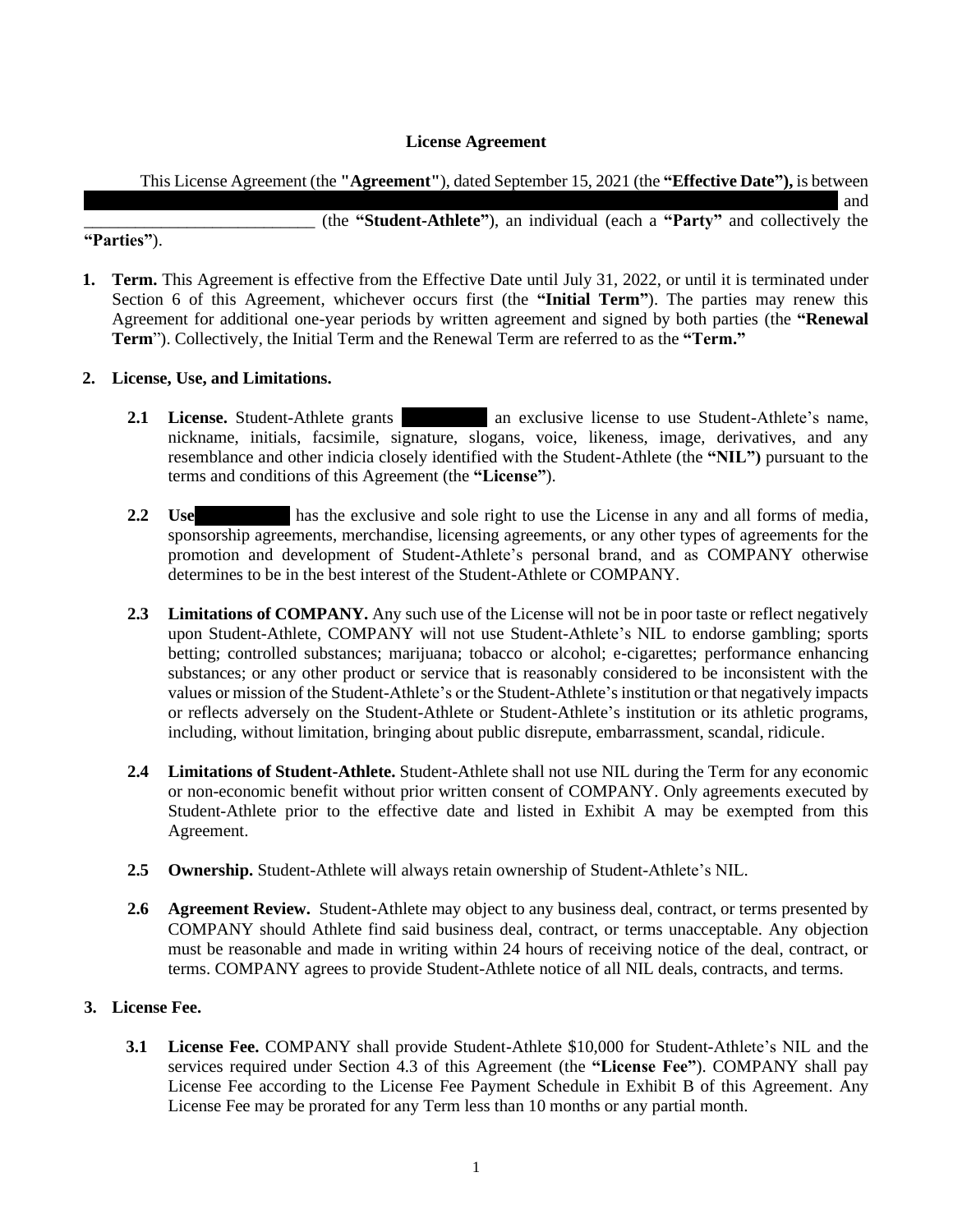**License Agreement**

This License Agreement (the **"Agreement"**), dated September 15, 2021 (the **"Effective Date"),** is between and ___________________________ (the **"Student-Athlete"**), an individual (each a **"Party"** and collectively the **"Parties"**).

1. **Term.** This Agreement is effective from the Effective Date until July 31, 2022, or until it is terminated under Section 6 of this Agreement, whichever occurs first (the **"Initial Term"**). The parties may renew this Agreement for additional one-year periods by written agreement and signed by both parties (the **"Renewal Term"**). Collectively, the Initial Term and the Renewal Term are referred to as the **"Term."**

2. **License, Use, and Limitations.**

   **2.1 License.** Student-Athlete grants an exclusive license to use Student-Athlete's name, nickname, initials, facsimile, signature, slogans, voice, likeness, image, derivatives, and any resemblance and other indicia closely identified with the Student-Athlete (the **"NIL")** pursuant to the terms and conditions of this Agreement (the **"License"**).

   **2.2 Use** has the exclusive and sole right to use the License in any and all forms of media, sponsorship agreements, merchandise, licensing agreements, or any other types of agreements for the promotion and development of Student-Athlete's personal brand, and as COMPANY otherwise determines to be in the best interest of the Student-Athlete or COMPANY.

   **2.3 Limitations of COMPANY.** Any such use of the License will not be in poor taste or reflect negatively upon Student-Athlete, COMPANY will not use Student-Athlete's NIL to endorse gambling; sports betting; controlled substances; marijuana; tobacco or alcohol; e-cigarettes; performance enhancing substances; or any other product or service that is reasonably considered to be inconsistent with the values or mission of the Student-Athlete's or the Student-Athlete's institution or that negatively impacts or reflects adversely on the Student-Athlete or Student-Athlete's institution or its athletic programs, including, without limitation, bringing about public disrepute, embarrassment, scandal, ridicule.

   **2.4 Limitations of Student-Athlete.** Student-Athlete shall not use NIL during the Term for any economic or non-economic benefit without prior written consent of COMPANY. Only agreements executed by Student-Athlete prior to the effective date and listed in Exhibit A may be exempted from this Agreement.

   **2.5 Ownership.** Student-Athlete will always retain ownership of Student-Athlete's NIL.

   **2.6 Agreement Review.** Student-Athlete may object to any business deal, contract, or terms presented by COMPANY should Athlete find said business deal, contract, or terms unacceptable. Any objection must be reasonable and made in writing within 24 hours of receiving notice of the deal, contract, or terms. COMPANY agrees to provide Student-Athlete notice of all NIL deals, contracts, and terms.

3. **License Fee.**

   **3.1 License Fee.** COMPANY shall provide Student-Athlete $10,000 for Student-Athlete's NIL and the services required under Section 4.3 of this Agreement (the **"License Fee"**). COMPANY shall pay License Fee according to the License Fee Payment Schedule in Exhibit B of this Agreement. Any License Fee may be prorated for any Term less than 10 months or any partial month.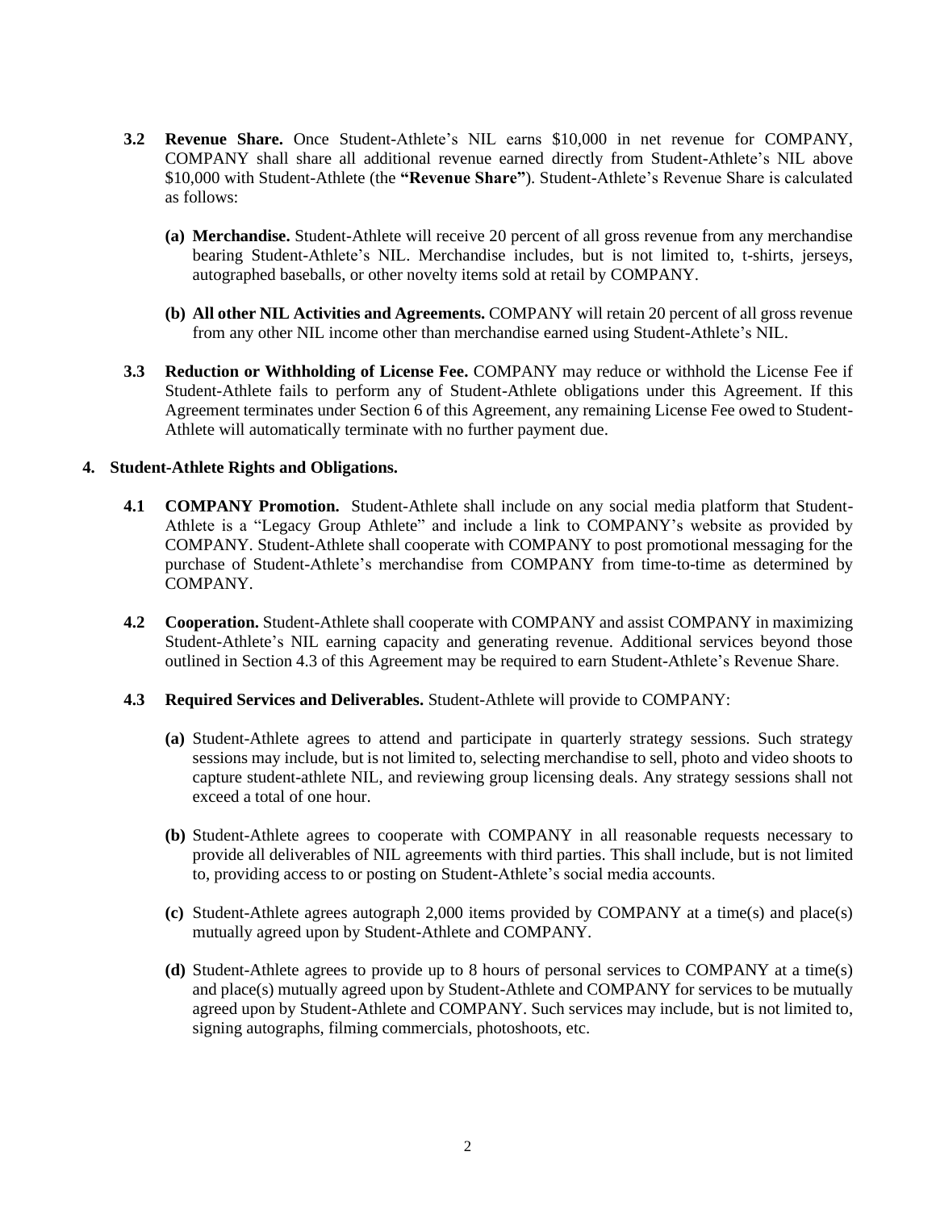**3.2 Revenue Share.** Once Student-Athlete's NIL earns $10,000 in net revenue for COMPANY, COMPANY shall share all additional revenue earned directly from Student-Athlete's NIL above $10,000 with Student-Athlete (the **"Revenue Share"**). Student-Athlete's Revenue Share is calculated as follows:

**(a) Merchandise.** Student-Athlete will receive 20 percent of all gross revenue from any merchandise bearing Student-Athlete's NIL. Merchandise includes, but is not limited to, t-shirts, jerseys, autographed baseballs, or other novelty items sold at retail by COMPANY.

**(b) All other NIL Activities and Agreements.** COMPANY will retain 20 percent of all gross revenue from any other NIL income other than merchandise earned using Student-Athlete's NIL.

**3.3 Reduction or Withholding of License Fee.** COMPANY may reduce or withhold the License Fee if Student-Athlete fails to perform any of Student-Athlete obligations under this Agreement. If this Agreement terminates under Section 6 of this Agreement, any remaining License Fee owed to Student-Athlete will automatically terminate with no further payment due.

## 4. Student-Athlete Rights and Obligations.

**4.1 COMPANY Promotion.** Student-Athlete shall include on any social media platform that Student-Athlete is a "Legacy Group Athlete" and include a link to COMPANY's website as provided by COMPANY. Student-Athlete shall cooperate with COMPANY to post promotional messaging for the purchase of Student-Athlete's merchandise from COMPANY from time-to-time as determined by COMPANY.

**4.2 Cooperation.** Student-Athlete shall cooperate with COMPANY and assist COMPANY in maximizing Student-Athlete's NIL earning capacity and generating revenue. Additional services beyond those outlined in Section 4.3 of this Agreement may be required to earn Student-Athlete's Revenue Share.

**4.3 Required Services and Deliverables.** Student-Athlete will provide to COMPANY:

**(a)** Student-Athlete agrees to attend and participate in quarterly strategy sessions. Such strategy sessions may include, but is not limited to, selecting merchandise to sell, photo and video shoots to capture student-athlete NIL, and reviewing group licensing deals. Any strategy sessions shall not exceed a total of one hour.

**(b)** Student-Athlete agrees to cooperate with COMPANY in all reasonable requests necessary to provide all deliverables of NIL agreements with third parties. This shall include, but is not limited to, providing access to or posting on Student-Athlete's social media accounts.

**(c)** Student-Athlete agrees autograph 2,000 items provided by COMPANY at a time(s) and place(s) mutually agreed upon by Student-Athlete and COMPANY.

**(d)** Student-Athlete agrees to provide up to 8 hours of personal services to COMPANY at a time(s) and place(s) mutually agreed upon by Student-Athlete and COMPANY for services to be mutually agreed upon by Student-Athlete and COMPANY. Such services may include, but is not limited to, signing autographs, filming commercials, photoshoots, etc.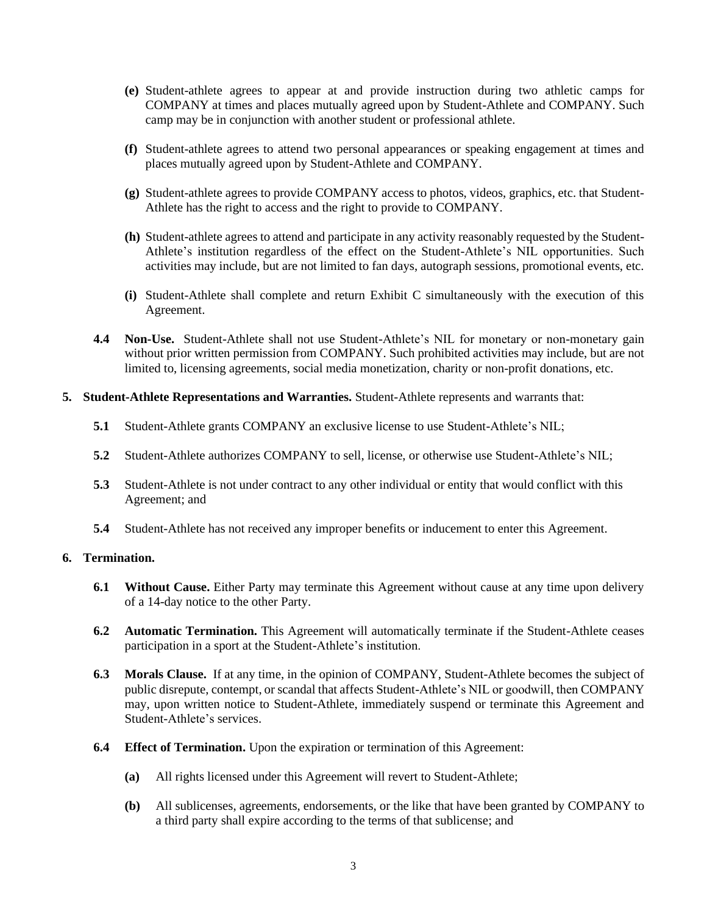**(e)** Student-athlete agrees to appear at and provide instruction during two athletic camps for COMPANY at times and places mutually agreed upon by Student-Athlete and COMPANY. Such camp may be in conjunction with another student or professional athlete.

**(f)** Student-athlete agrees to attend two personal appearances or speaking engagement at times and places mutually agreed upon by Student-Athlete and COMPANY.

**(g)** Student-athlete agrees to provide COMPANY access to photos, videos, graphics, etc. that Student-Athlete has the right to access and the right to provide to COMPANY.

**(h)** Student-athlete agrees to attend and participate in any activity reasonably requested by the Student-Athlete's institution regardless of the effect on the Student-Athlete's NIL opportunities. Such activities may include, but are not limited to fan days, autograph sessions, promotional events, etc.

**(i)** Student-Athlete shall complete and return Exhibit C simultaneously with the execution of this Agreement.

**4.4 Non-Use.** Student-Athlete shall not use Student-Athlete's NIL for monetary or non-monetary gain without prior written permission from COMPANY. Such prohibited activities may include, but are not limited to, licensing agreements, social media monetization, charity or non-profit donations, etc.

**5. Student-Athlete Representations and Warranties.** Student-Athlete represents and warrants that:

**5.1** Student-Athlete grants COMPANY an exclusive license to use Student-Athlete's NIL;

**5.2** Student-Athlete authorizes COMPANY to sell, license, or otherwise use Student-Athlete's NIL;

**5.3** Student-Athlete is not under contract to any other individual or entity that would conflict with this Agreement; and

**5.4** Student-Athlete has not received any improper benefits or inducement to enter this Agreement.

**6. Termination.**

**6.1 Without Cause.** Either Party may terminate this Agreement without cause at any time upon delivery of a 14-day notice to the other Party.

**6.2 Automatic Termination.** This Agreement will automatically terminate if the Student-Athlete ceases participation in a sport at the Student-Athlete's institution.

**6.3 Morals Clause.** If at any time, in the opinion of COMPANY, Student-Athlete becomes the subject of public disrepute, contempt, or scandal that affects Student-Athlete's NIL or goodwill, then COMPANY may, upon written notice to Student-Athlete, immediately suspend or terminate this Agreement and Student-Athlete's services.

**6.4 Effect of Termination.** Upon the expiration or termination of this Agreement:

**(a)** All rights licensed under this Agreement will revert to Student-Athlete;

**(b)** All sublicenses, agreements, endorsements, or the like that have been granted by COMPANY to a third party shall expire according to the terms of that sublicense; and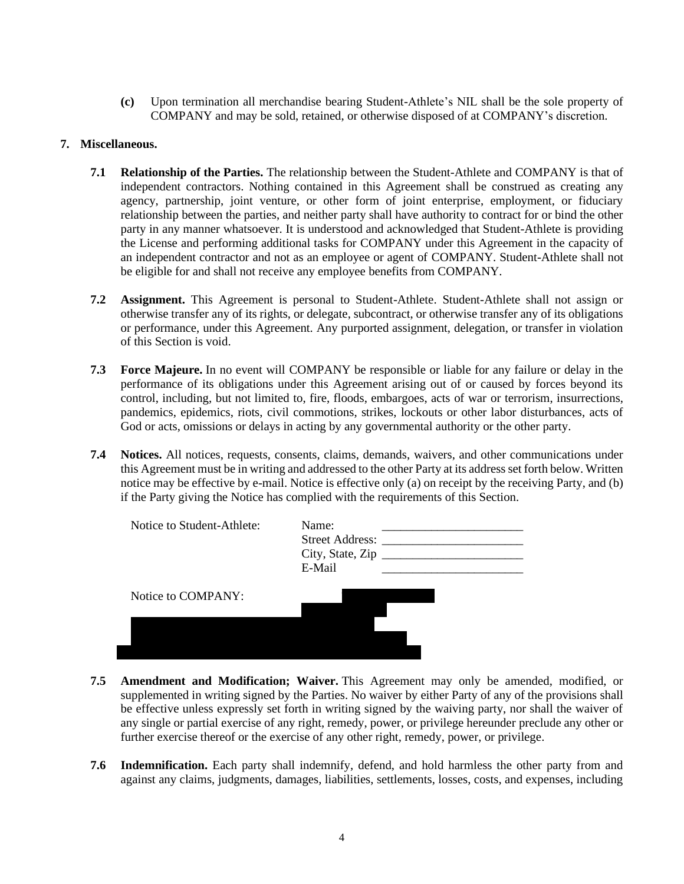**(c)** Upon termination all merchandise bearing Student-Athlete's NIL shall be the sole property of COMPANY and may be sold, retained, or otherwise disposed of at COMPANY's discretion.

**7. Miscellaneous.**

**7.1 Relationship of the Parties.** The relationship between the Student-Athlete and COMPANY is that of independent contractors. Nothing contained in this Agreement shall be construed as creating any agency, partnership, joint venture, or other form of joint enterprise, employment, or fiduciary relationship between the parties, and neither party shall have authority to contract for or bind the other party in any manner whatsoever. It is understood and acknowledged that Student-Athlete is providing the License and performing additional tasks for COMPANY under this Agreement in the capacity of an independent contractor and not as an employee or agent of COMPANY. Student-Athlete shall not be eligible for and shall not receive any employee benefits from COMPANY.

**7.2 Assignment.** This Agreement is personal to Student-Athlete. Student-Athlete shall not assign or otherwise transfer any of its rights, or delegate, subcontract, or otherwise transfer any of its obligations or performance, under this Agreement. Any purported assignment, delegation, or transfer in violation of this Section is void.

**7.3 Force Majeure.** In no event will COMPANY be responsible or liable for any failure or delay in the performance of its obligations under this Agreement arising out of or caused by forces beyond its control, including, but not limited to, fire, floods, embargoes, acts of war or terrorism, insurrections, pandemics, epidemics, riots, civil commotions, strikes, lockouts or other labor disturbances, acts of God or acts, omissions or delays in acting by any governmental authority or the other party.

**7.4 Notices.** All notices, requests, consents, claims, demands, waivers, and other communications under this Agreement must be in writing and addressed to the other Party at its address set forth below. Written notice may be effective by e-mail. Notice is effective only (a) on receipt by the receiving Party, and (b) if the Party giving the Notice has complied with the requirements of this Section.

Notice to Student-Athlete:
Name: _______________________
Street Address: _______________________
City, State, Zip _______________________
E-Mail _______________________

Notice to COMPANY:

**7.5 Amendment and Modification; Waiver.** This Agreement may only be amended, modified, or supplemented in writing signed by the Parties. No waiver by either Party of any of the provisions shall be effective unless expressly set forth in writing signed by the waiving party, nor shall the waiver of any single or partial exercise of any right, remedy, power, or privilege hereunder preclude any other or further exercise thereof or the exercise of any other right, remedy, power, or privilege.

**7.6 Indemnification.** Each party shall indemnify, defend, and hold harmless the other party from and against any claims, judgments, damages, liabilities, settlements, losses, costs, and expenses, including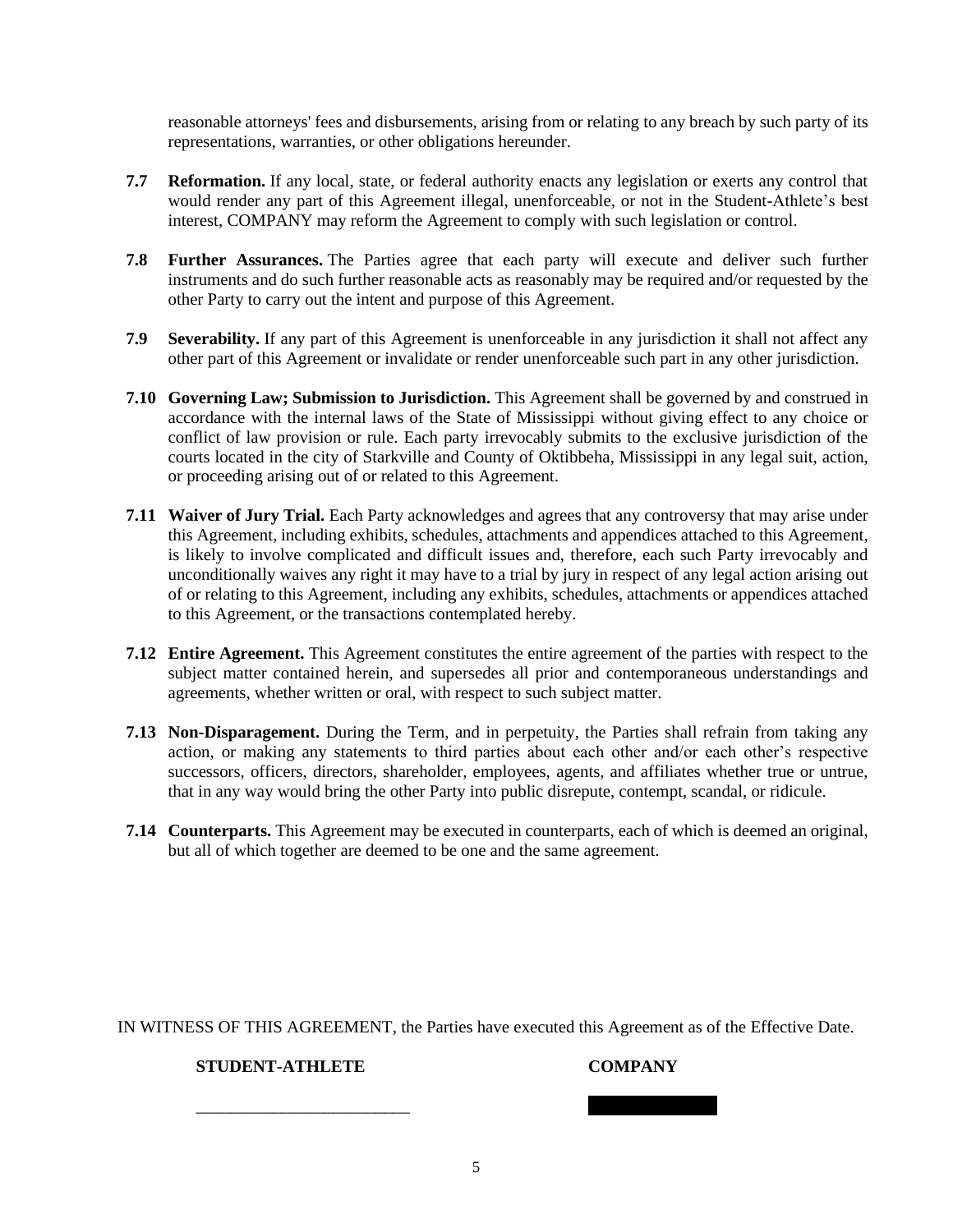reasonable attorneys' fees and disbursements, arising from or relating to any breach by such party of its representations, warranties, or other obligations hereunder.

**7.7 Reformation.** If any local, state, or federal authority enacts any legislation or exerts any control that would render any part of this Agreement illegal, unenforceable, or not in the Student-Athlete's best interest, COMPANY may reform the Agreement to comply with such legislation or control.

**7.8 Further Assurances.** The Parties agree that each party will execute and deliver such further instruments and do such further reasonable acts as reasonably may be required and/or requested by the other Party to carry out the intent and purpose of this Agreement.

**7.9 Severability.** If any part of this Agreement is unenforceable in any jurisdiction it shall not affect any other part of this Agreement or invalidate or render unenforceable such part in any other jurisdiction.

**7.10 Governing Law; Submission to Jurisdiction.** This Agreement shall be governed by and construed in accordance with the internal laws of the State of Mississippi without giving effect to any choice or conflict of law provision or rule. Each party irrevocably submits to the exclusive jurisdiction of the courts located in the city of Starkville and County of Oktibbeha, Mississippi in any legal suit, action, or proceeding arising out of or related to this Agreement.

**7.11 Waiver of Jury Trial.** Each Party acknowledges and agrees that any controversy that may arise under this Agreement, including exhibits, schedules, attachments and appendices attached to this Agreement, is likely to involve complicated and difficult issues and, therefore, each such Party irrevocably and unconditionally waives any right it may have to a trial by jury in respect of any legal action arising out of or relating to this Agreement, including any exhibits, schedules, attachments or appendices attached to this Agreement, or the transactions contemplated hereby.

**7.12 Entire Agreement.** This Agreement constitutes the entire agreement of the parties with respect to the subject matter contained herein, and supersedes all prior and contemporaneous understandings and agreements, whether written or oral, with respect to such subject matter.

**7.13 Non-Disparagement.** During the Term, and in perpetuity, the Parties shall refrain from taking any action, or making any statements to third parties about each other and/or each other's respective successors, officers, directors, shareholder, employees, agents, and affiliates whether true or untrue, that in any way would bring the other Party into public disrepute, contempt, scandal, or ridicule.

**7.14 Counterparts.** This Agreement may be executed in counterparts, each of which is deemed an original, but all of which together are deemed to be one and the same agreement.

IN WITNESS OF THIS AGREEMENT, the Parties have executed this Agreement as of the Effective Date.

**STUDENT-ATHLETE** **COMPANY**

___________________________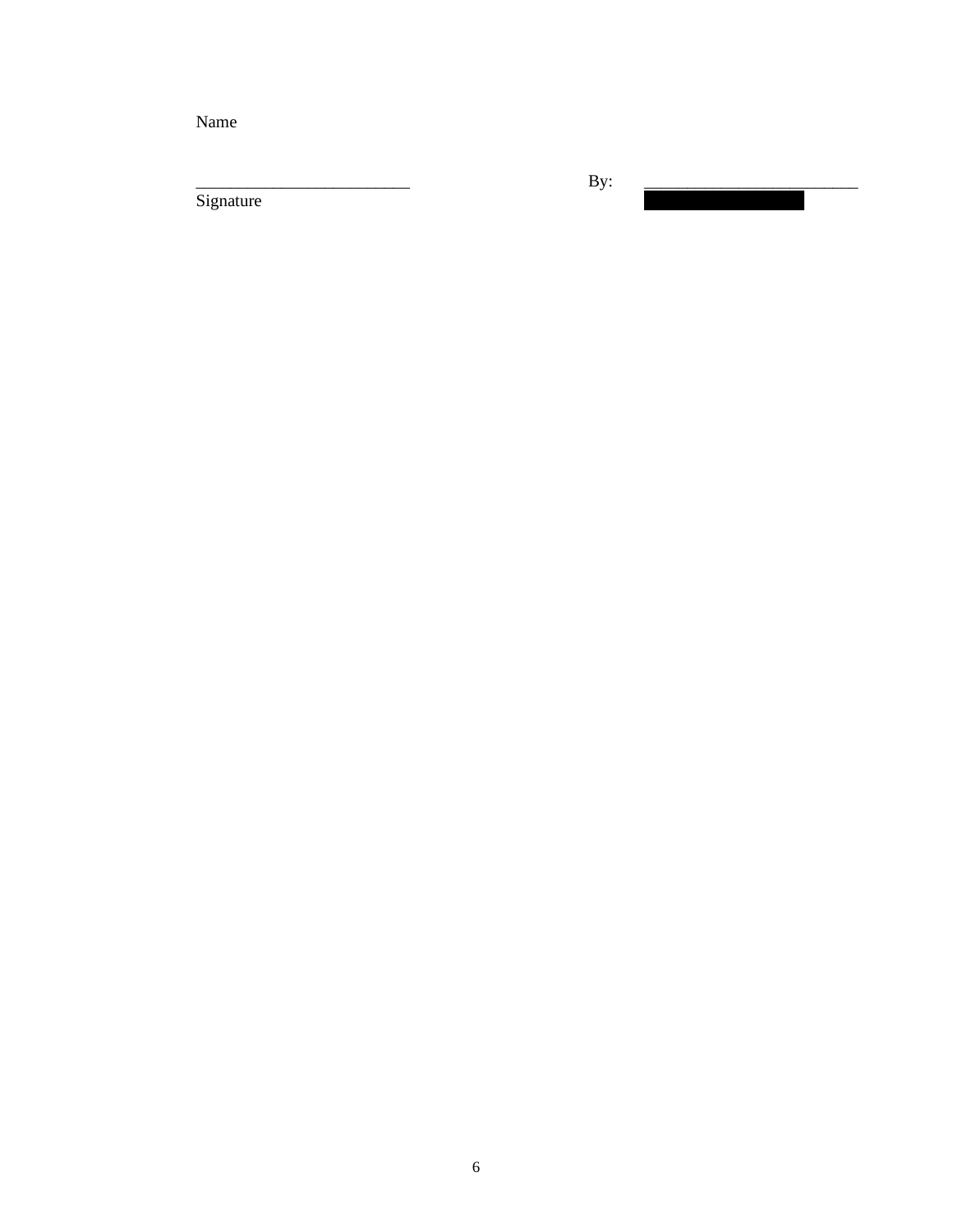Name

_________________________ By: _________________________

Signature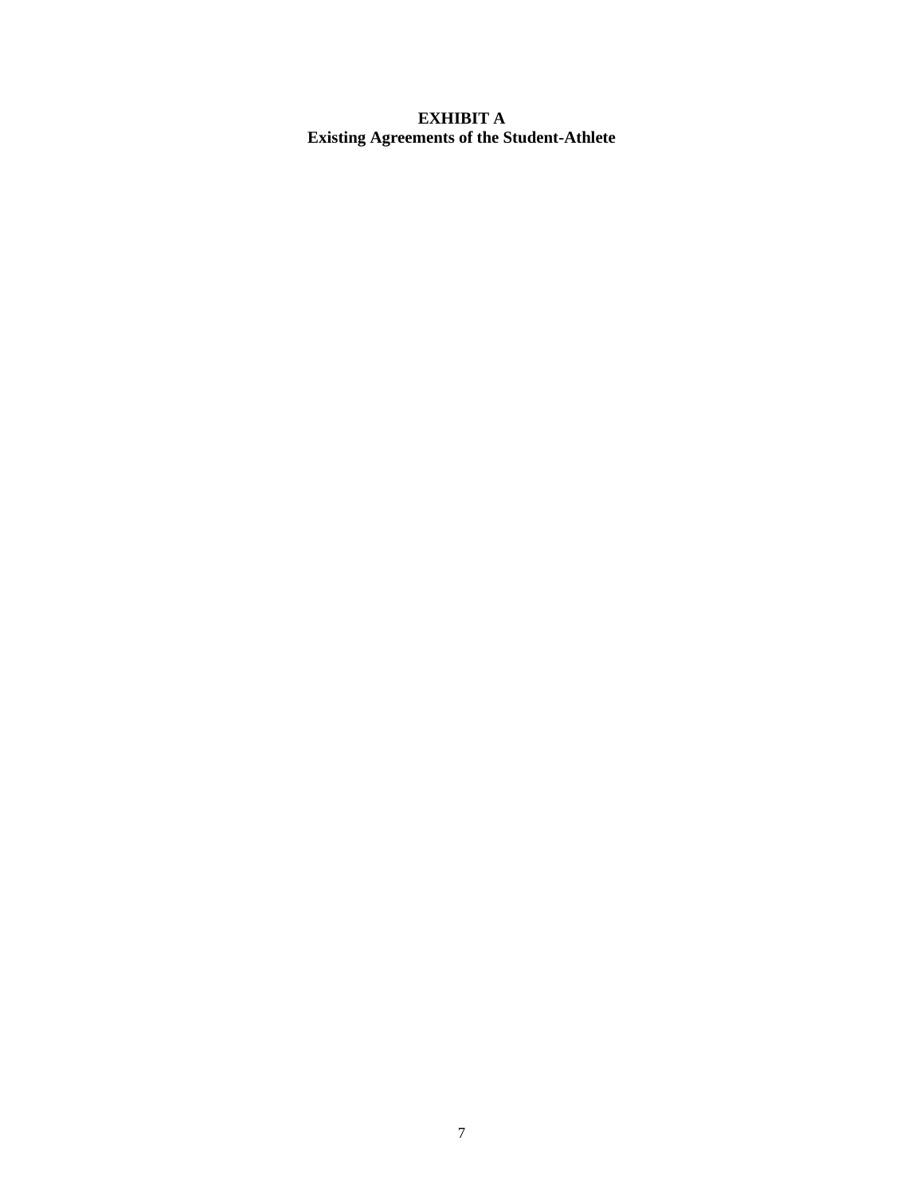# EXHIBIT A
## Existing Agreements of the Student-Athlete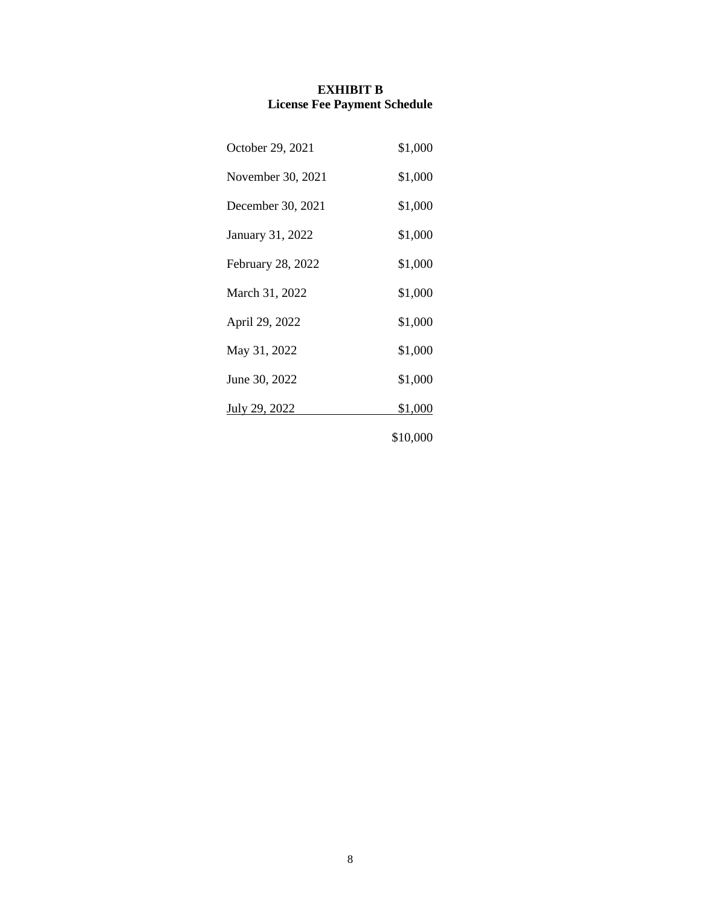# EXHIBIT B
## License Fee Payment Schedule

| | |
|---|---|
| October 29, 2021 | $1,000 |
| November 30, 2021 | $1,000 |
| December 30, 2021 | $1,000 |
| January 31, 2022 | $1,000 |
| February 28, 2022 | $1,000 |
| March 31, 2022 | $1,000 |
| April 29, 2022 | $1,000 |
| May 31, 2022 | $1,000 |
| June 30, 2022 | $1,000 |
| July 29, 2022 | $1,000 |
| | $10,000 |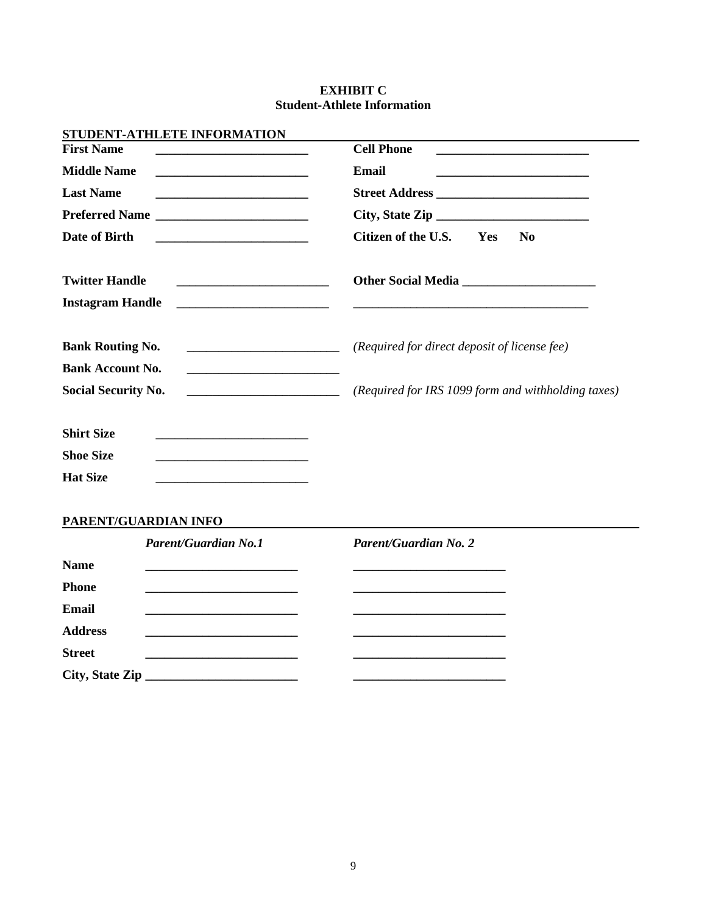# EXHIBIT C
## Student-Athlete Information

**STUDENT-ATHLETE INFORMATION**

| | | | |
|---|---|---|---|
| **First Name** | ________________________ | **Cell Phone** | ________________________ |
| **Middle Name** | ________________________ | **Email** | ________________________ |
| **Last Name** | ________________________ | **Street Address** | ________________________ |
| **Preferred Name** | ________________________ | **City, State Zip** | ________________________ |
| **Date of Birth** | ________________________ | **Citizen of the U.S.** | **Yes** **No** |
| **Twitter Handle** | ________________________ | **Other Social Media** | ________________________ |
| **Instagram Handle** | ________________________ | | ________________________ |
| **Bank Routing No.** | ________________________ | *(Required for direct deposit of license fee)* | |
| **Bank Account No.** | ________________________ | | |
| **Social Security No.** | ________________________ | *(Required for IRS 1099 form and withholding taxes)* | |
| **Shirt Size** | ________________________ | | |
| **Shoe Size** | ________________________ | | |
| **Hat Size** | ________________________ | | |

**PARENT/GUARDIAN INFO**

| | *Parent/Guardian No.1* | *Parent/Guardian No. 2* |
|---|---|---|
| **Name** | ________________________ | ________________________ |
| **Phone** | ________________________ | ________________________ |
| **Email** | ________________________ | ________________________ |
| **Address** | ________________________ | ________________________ |
| **Street** | ________________________ | ________________________ |
| **City, State Zip** | ________________________ | ________________________ |